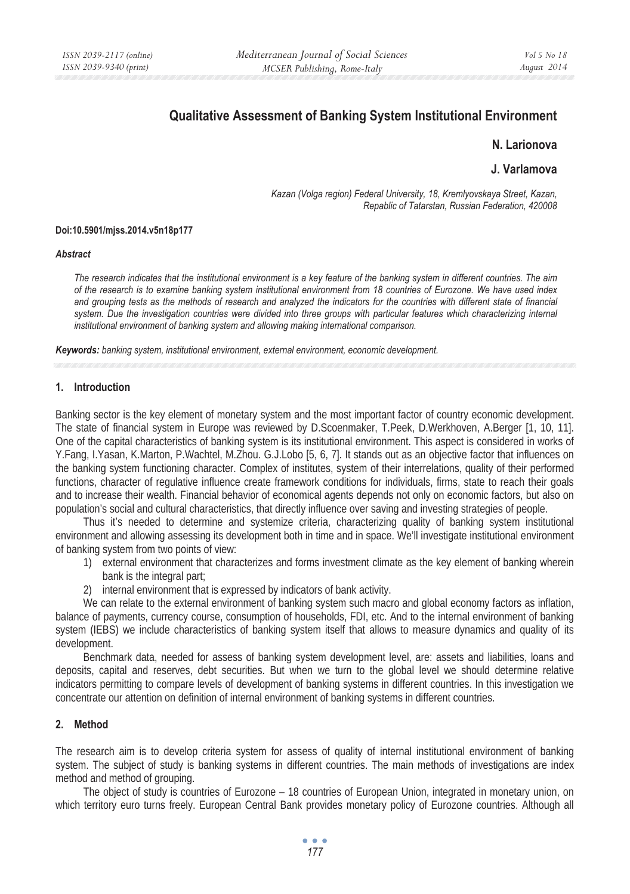# Qualitative Assessment of Banking System Institutional Environment

**N. Larionova**

**J. Varlamova**

*Kazan (Volga region) Federal University, 18, Kremlyovskaya Street, Kazan, Repablic of Tatarstan, Russian Federation, 420008*

**Doi:10.5901/mjss.2014.v5n18p177**

***Abstract***

*The research indicates that the institutional environment is a key feature of the banking system in different countries. The aim of the research is to examine banking system institutional environment from 18 countries of Eurozone. We have used index and grouping tests as the methods of research and analyzed the indicators for the countries with different state of financial system. Due the investigation countries were divided into three groups with particular features which characterizing internal institutional environment of banking system and allowing making international comparison.*

***Keywords:*** *banking system, institutional environment, external environment, economic development.*

## 1. Introduction

Banking sector is the key element of monetary system and the most important factor of country economic development. The state of financial system in Europe was reviewed by D.Scoenmaker, T.Peek, D.Werkhoven, A.Berger [1, 10, 11]. One of the capital characteristics of banking system is its institutional environment. This aspect is considered in works of Y.Fang, I.Yasan, K.Marton, P.Wachtel, M.Zhou. G.J.Lobo [5, 6, 7]. It stands out as an objective factor that influences on the banking system functioning character. Complex of institutes, system of their interrelations, quality of their performed functions, character of regulative influence create framework conditions for individuals, firms, state to reach their goals and to increase their wealth. Financial behavior of economical agents depends not only on economic factors, but also on population's social and cultural characteristics, that directly influence over saving and investing strategies of people.

Thus it's needed to determine and systemize criteria, characterizing quality of banking system institutional environment and allowing assessing its development both in time and in space. We'll investigate institutional environment of banking system from two points of view:

1) external environment that characterizes and forms investment climate as the key element of banking wherein bank is the integral part;
2) internal environment that is expressed by indicators of bank activity.

We can relate to the external environment of banking system such macro and global economy factors as inflation, balance of payments, currency course, consumption of households, FDI, etc. And to the internal environment of banking system (IEBS) we include characteristics of banking system itself that allows to measure dynamics and quality of its development.

Benchmark data, needed for assess of banking system development level, are: assets and liabilities, loans and deposits, capital and reserves, debt securities. But when we turn to the global level we should determine relative indicators permitting to compare levels of development of banking systems in different countries. In this investigation we concentrate our attention on definition of internal environment of banking systems in different countries.

## 2. Method

The research aim is to develop criteria system for assess of quality of internal institutional environment of banking system. The subject of study is banking systems in different countries. The main methods of investigations are index method and method of grouping.

The object of study is countries of Eurozone – 18 countries of European Union, integrated in monetary union, on which territory euro turns freely. European Central Bank provides monetary policy of Eurozone countries. Although all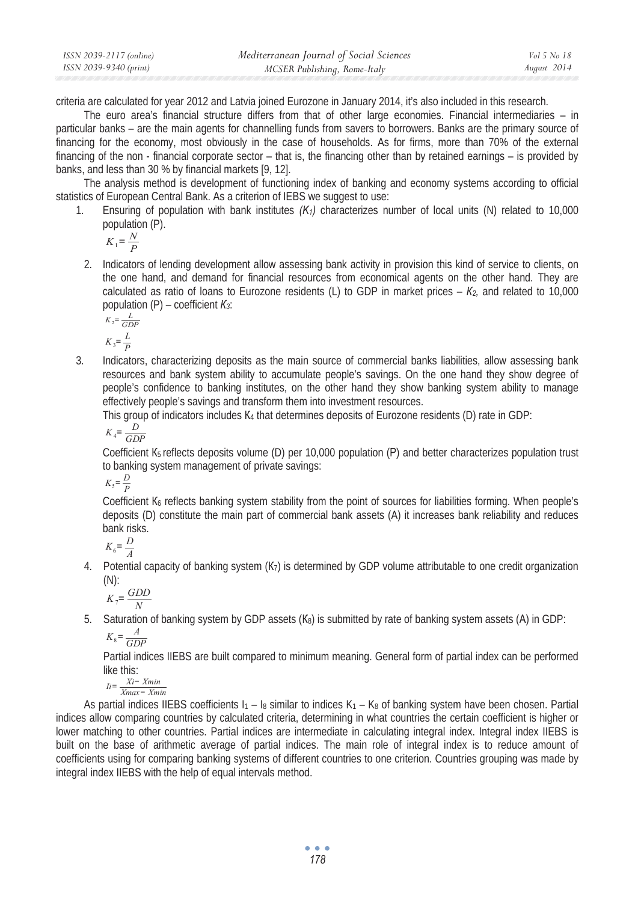criteria are calculated for year 2012 and Latvia joined Eurozone in January 2014, it's also included in this research.

The euro area's financial structure differs from that of other large economies. Financial intermediaries – in particular banks – are the main agents for channelling funds from savers to borrowers. Banks are the primary source of financing for the economy, most obviously in the case of households. As for firms, more than 70% of the external financing of the non - financial corporate sector – that is, the financing other than by retained earnings – is provided by banks, and less than 30 % by financial markets [9, 12].

The analysis method is development of functioning index of banking and economy systems according to official statistics of European Central Bank. As a criterion of IEBS we suggest to use:

1. Ensuring of population with bank institutes *($K_1$)* characterizes number of local units (N) related to 10,000 population (P).

$$K_1 = \frac{N}{P}$$

2. Indicators of lending development allow assessing bank activity in provision this kind of service to clients, on the one hand, and demand for financial resources from economical agents on the other hand. They are calculated as ratio of loans to Eurozone residents (L) to GDP in market prices – $K_2$, and related to 10,000 population (P) – coefficient $K_3$:

$$K_2 = \frac{L}{GDP}$$

$$K_3 = \frac{L}{P}$$

3. Indicators, characterizing deposits as the main source of commercial banks liabilities, allow assessing bank resources and bank system ability to accumulate people's savings. On the one hand they show degree of people's confidence to banking institutes, on the other hand they show banking system ability to manage effectively people's savings and transform them into investment resources.

   This group of indicators includes $K_4$ that determines deposits of Eurozone residents (D) rate in GDP:

$$K_4 = \frac{D}{GDP}$$

   Coefficient $K_5$ reflects deposits volume (D) per 10,000 population (P) and better characterizes population trust to banking system management of private savings:

$$K_5 = \frac{D}{P}$$

   Coefficient $K_6$ reflects banking system stability from the point of sources for liabilities forming. When people's deposits (D) constitute the main part of commercial bank assets (A) it increases bank reliability and reduces bank risks.

$$K_6 = \frac{D}{A}$$

4. Potential capacity of banking system ($K_7$) is determined by GDP volume attributable to one credit organization (N):

$$K_7 = \frac{GDD}{N}$$

5. Saturation of banking system by GDP assets ($K_8$) is submitted by rate of banking system assets (A) in GDP:

$$K_8 = \frac{A}{GDP}$$

   Partial indices IIEBS are built compared to minimum meaning. General form of partial index can be performed like this:

$$Ii = \frac{Xi - Xmin}{Xmax - Xmin}$$

As partial indices IIEBS coefficients $I_1$ – $I_8$ similar to indices $K_1$ – $K_8$ of banking system have been chosen. Partial indices allow comparing countries by calculated criteria, determining in what countries the certain coefficient is higher or lower matching to other countries. Partial indices are intermediate in calculating integral index. Integral index IIEBS is built on the base of arithmetic average of partial indices. The main role of integral index is to reduce amount of coefficients using for comparing banking systems of different countries to one criterion. Countries grouping was made by integral index IIEBS with the help of equal intervals method.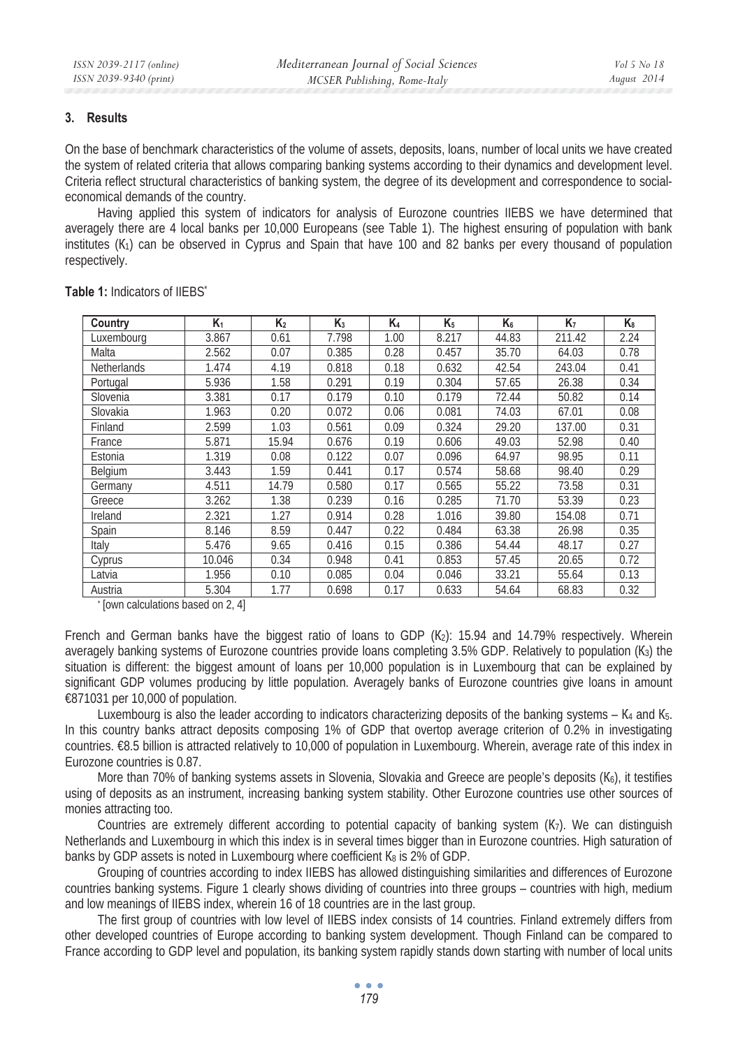## 3. Results

On the base of benchmark characteristics of the volume of assets, deposits, loans, number of local units we have created the system of related criteria that allows comparing banking systems according to their dynamics and development level. Criteria reflect structural characteristics of banking system, the degree of its development and correspondence to social-economical demands of the country.

Having applied this system of indicators for analysis of Eurozone countries IIEBS we have determined that averagely there are 4 local banks per 10,000 Europeans (see Table 1). The highest ensuring of population with bank institutes ($K_1$) can be observed in Cyprus and Spain that have 100 and 82 banks per every thousand of population respectively.

**Table 1:** Indicators of IIEBS*

| Country | $K_1$ | $K_2$ | $K_3$ | $K_4$ | $K_5$ | $K_6$ | $K_7$ | $K_8$ |
|---|---|---|---|---|---|---|---|---|
| Luxembourg | 3.867 | 0.61 | 7.798 | 1.00 | 8.217 | 44.83 | 211.42 | 2.24 |
| Malta | 2.562 | 0.07 | 0.385 | 0.28 | 0.457 | 35.70 | 64.03 | 0.78 |
| Netherlands | 1.474 | 4.19 | 0.818 | 0.18 | 0.632 | 42.54 | 243.04 | 0.41 |
| Portugal | 5.936 | 1.58 | 0.291 | 0.19 | 0.304 | 57.65 | 26.38 | 0.34 |
| Slovenia | 3.381 | 0.17 | 0.179 | 0.10 | 0.179 | 72.44 | 50.82 | 0.14 |
| Slovakia | 1.963 | 0.20 | 0.072 | 0.06 | 0.081 | 74.03 | 67.01 | 0.08 |
| Finland | 2.599 | 1.03 | 0.561 | 0.09 | 0.324 | 29.20 | 137.00 | 0.31 |
| France | 5.871 | 15.94 | 0.676 | 0.19 | 0.606 | 49.03 | 52.98 | 0.40 |
| Estonia | 1.319 | 0.08 | 0.122 | 0.07 | 0.096 | 64.97 | 98.95 | 0.11 |
| Belgium | 3.443 | 1.59 | 0.441 | 0.17 | 0.574 | 58.68 | 98.40 | 0.29 |
| Germany | 4.511 | 14.79 | 0.580 | 0.17 | 0.565 | 55.22 | 73.58 | 0.31 |
| Greece | 3.262 | 1.38 | 0.239 | 0.16 | 0.285 | 71.70 | 53.39 | 0.23 |
| Ireland | 2.321 | 1.27 | 0.914 | 0.28 | 1.016 | 39.80 | 154.08 | 0.71 |
| Spain | 8.146 | 8.59 | 0.447 | 0.22 | 0.484 | 63.38 | 26.98 | 0.35 |
| Italy | 5.476 | 9.65 | 0.416 | 0.15 | 0.386 | 54.44 | 48.17 | 0.27 |
| Cyprus | 10.046 | 0.34 | 0.948 | 0.41 | 0.853 | 57.45 | 20.65 | 0.72 |
| Latvia | 1.956 | 0.10 | 0.085 | 0.04 | 0.046 | 33.21 | 55.64 | 0.13 |
| Austria | 5.304 | 1.77 | 0.698 | 0.17 | 0.633 | 54.64 | 68.83 | 0.32 |

* [own calculations based on 2, 4]

French and German banks have the biggest ratio of loans to GDP ($K_2$): 15.94 and 14.79% respectively. Wherein averagely banking systems of Eurozone countries provide loans completing 3.5% GDP. Relatively to population ($K_3$) the situation is different: the biggest amount of loans per 10,000 population is in Luxembourg that can be explained by significant GDP volumes producing by little population. Averagely banks of Eurozone countries give loans in amount €871031 per 10,000 of population.

Luxembourg is also the leader according to indicators characterizing deposits of the banking systems – $K_4$ and $K_5$. In this country banks attract deposits composing 1% of GDP that overtop average criterion of 0.2% in investigating countries. €8.5 billion is attracted relatively to 10,000 of population in Luxembourg. Wherein, average rate of this index in Eurozone countries is 0.87.

More than 70% of banking systems assets in Slovenia, Slovakia and Greece are people's deposits ($K_6$), it testifies using of deposits as an instrument, increasing banking system stability. Other Eurozone countries use other sources of monies attracting too.

Countries are extremely different according to potential capacity of banking system ($K_7$). We can distinguish Netherlands and Luxembourg in which this index is in several times bigger than in Eurozone countries. High saturation of banks by GDP assets is noted in Luxembourg where coefficient $K_8$ is 2% of GDP.

Grouping of countries according to index IIEBS has allowed distinguishing similarities and differences of Eurozone countries banking systems. Figure 1 clearly shows dividing of countries into three groups – countries with high, medium and low meanings of IIEBS index, wherein 16 of 18 countries are in the last group.

The first group of countries with low level of IIEBS index consists of 14 countries. Finland extremely differs from other developed countries of Europe according to banking system development. Though Finland can be compared to France according to GDP level and population, its banking system rapidly stands down starting with number of local units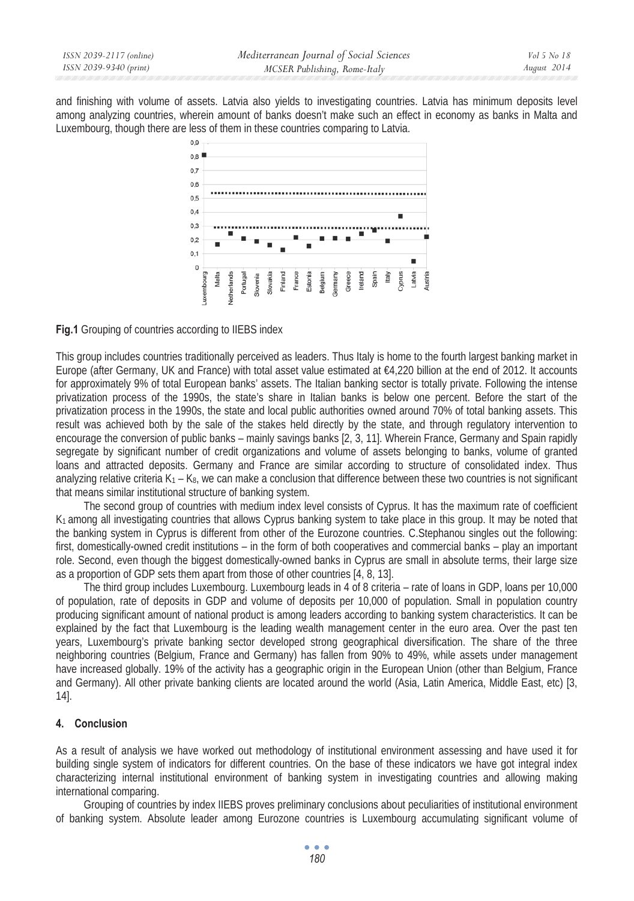and finishing with volume of assets. Latvia also yields to investigating countries. Latvia has minimum deposits level among analyzing countries, wherein amount of banks doesn't make such an effect in economy as banks in Malta and Luxembourg, though there are less of them in these countries comparing to Latvia.

**Fig.1** Grouping of countries according to IIEBS index

This group includes countries traditionally perceived as leaders. Thus Italy is home to the fourth largest banking market in Europe (after Germany, UK and France) with total asset value estimated at €4,220 billion at the end of 2012. It accounts for approximately 9% of total European banks' assets. The Italian banking sector is totally private. Following the intense privatization process of the 1990s, the state's share in Italian banks is below one percent. Before the start of the privatization process in the 1990s, the state and local public authorities owned around 70% of total banking assets. This result was achieved both by the sale of the stakes held directly by the state, and through regulatory intervention to encourage the conversion of public banks – mainly savings banks [2, 3, 11]. Wherein France, Germany and Spain rapidly segregate by significant number of credit organizations and volume of assets belonging to banks, volume of granted loans and attracted deposits. Germany and France are similar according to structure of consolidated index. Thus analyzing relative criteria $K_1 - K_8$, we can make a conclusion that difference between these two countries is not significant that means similar institutional structure of banking system.

The second group of countries with medium index level consists of Cyprus. It has the maximum rate of coefficient $K_1$ among all investigating countries that allows Cyprus banking system to take place in this group. It may be noted that the banking system in Cyprus is different from other of the Eurozone countries. C.Stephanou singles out the following: first, domestically-owned credit institutions – in the form of both cooperatives and commercial banks – play an important role. Second, even though the biggest domestically-owned banks in Cyprus are small in absolute terms, their large size as a proportion of GDP sets them apart from those of other countries [4, 8, 13].

The third group includes Luxembourg. Luxembourg leads in 4 of 8 criteria – rate of loans in GDP, loans per 10,000 of population, rate of deposits in GDP and volume of deposits per 10,000 of population. Small in population country producing significant amount of national product is among leaders according to banking system characteristics. It can be explained by the fact that Luxembourg is the leading wealth management center in the euro area. Over the past ten years, Luxembourg's private banking sector developed strong geographical diversification. The share of the three neighboring countries (Belgium, France and Germany) has fallen from 90% to 49%, while assets under management have increased globally. 19% of the activity has a geographic origin in the European Union (other than Belgium, France and Germany). All other private banking clients are located around the world (Asia, Latin America, Middle East, etc) [3, 14].

## 4. Conclusion

As a result of analysis we have worked out methodology of institutional environment assessing and have used it for building single system of indicators for different countries. On the base of these indicators we have got integral index characterizing internal institutional environment of banking system in investigating countries and allowing making international comparing.

Grouping of countries by index IIEBS proves preliminary conclusions about peculiarities of institutional environment of banking system. Absolute leader among Eurozone countries is Luxembourg accumulating significant volume of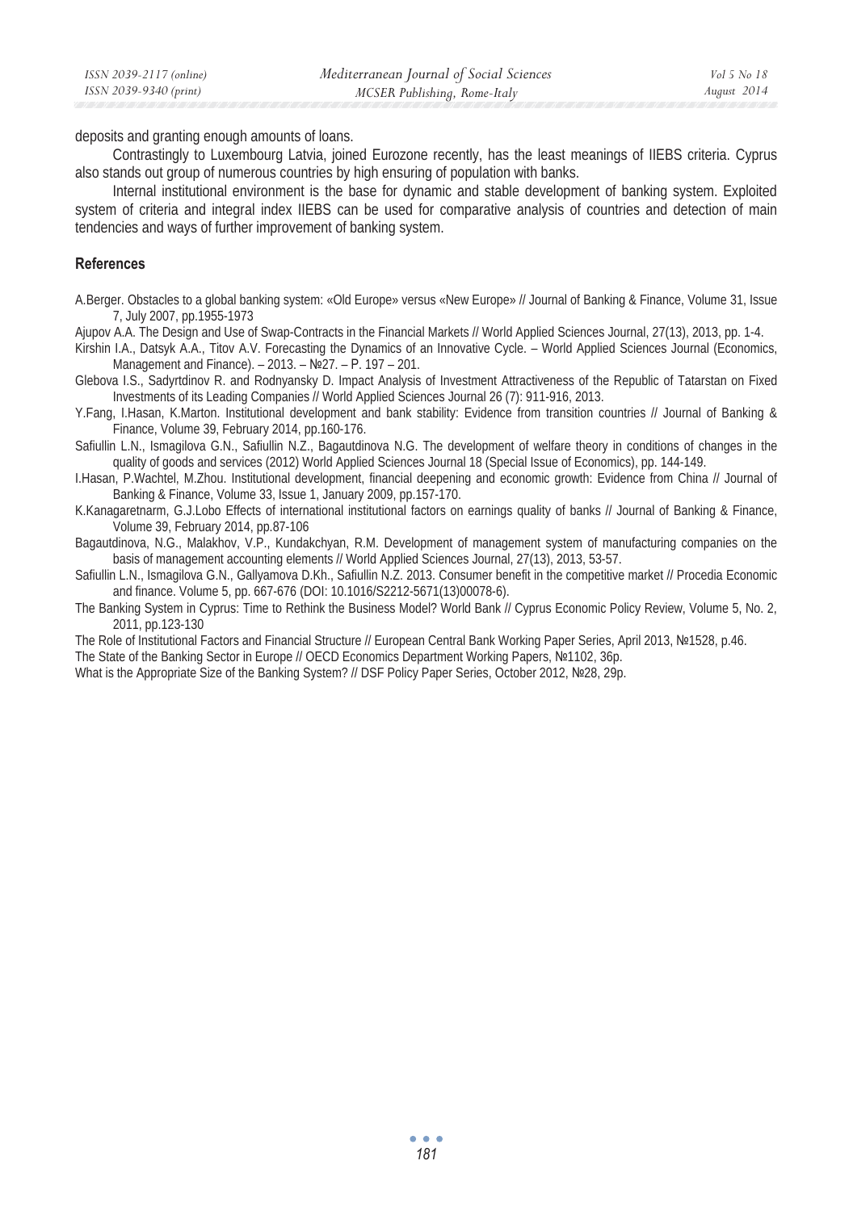deposits and granting enough amounts of loans.

Contrastingly to Luxembourg Latvia, joined Eurozone recently, has the least meanings of IIEBS criteria. Cyprus also stands out group of numerous countries by high ensuring of population with banks.

Internal institutional environment is the base for dynamic and stable development of banking system. Exploited system of criteria and integral index IIEBS can be used for comparative analysis of countries and detection of main tendencies and ways of further improvement of banking system.

## References

A.Berger. Obstacles to a global banking system: «Old Europe» versus «New Europe» // Journal of Banking & Finance, Volume 31, Issue 7, July 2007, pp.1955-1973

Ajupov A.A. The Design and Use of Swap-Contracts in the Financial Markets // World Applied Sciences Journal, 27(13), 2013, pp. 1-4.

Kirshin I.A., Datsyk A.A., Titov A.V. Forecasting the Dynamics of an Innovative Cycle. – World Applied Sciences Journal (Economics, Management and Finance). – 2013. – №27. – P. 197 – 201.

Glebova I.S., Sadyrtdinov R. and Rodnyansky D. Impact Analysis of Investment Attractiveness of the Republic of Tatarstan on Fixed Investments of its Leading Companies // World Applied Sciences Journal 26 (7): 911-916, 2013.

Y.Fang, I.Hasan, K.Marton. Institutional development and bank stability: Evidence from transition countries // Journal of Banking & Finance, Volume 39, February 2014, pp.160-176.

Safiullin L.N., Ismagilova G.N., Safiullin N.Z., Bagautdinova N.G. The development of welfare theory in conditions of changes in the quality of goods and services (2012) World Applied Sciences Journal 18 (Special Issue of Economics), pp. 144-149.

I.Hasan, P.Wachtel, M.Zhou. Institutional development, financial deepening and economic growth: Evidence from China // Journal of Banking & Finance, Volume 33, Issue 1, January 2009, pp.157-170.

K.Kanagaretnarm, G.J.Lobo Effects of international institutional factors on earnings quality of banks // Journal of Banking & Finance, Volume 39, February 2014, pp.87-106

Bagautdinova, N.G., Malakhov, V.P., Kundakchyan, R.M. Development of management system of manufacturing companies on the basis of management accounting elements // World Applied Sciences Journal, 27(13), 2013, 53-57.

Safiullin L.N., Ismagilova G.N., Gallyamova D.Kh., Safiullin N.Z. 2013. Consumer benefit in the competitive market // Procedia Economic and finance. Volume 5, pp. 667-676 (DOI: 10.1016/S2212-5671(13)00078-6).

The Banking System in Cyprus: Time to Rethink the Business Model? World Bank // Cyprus Economic Policy Review, Volume 5, No. 2, 2011, pp.123-130

The Role of Institutional Factors and Financial Structure // European Central Bank Working Paper Series, April 2013, №1528, p.46.

The State of the Banking Sector in Europe // OECD Economics Department Working Papers, №1102, 36p.

What is the Appropriate Size of the Banking System? // DSF Policy Paper Series, October 2012, №28, 29p.